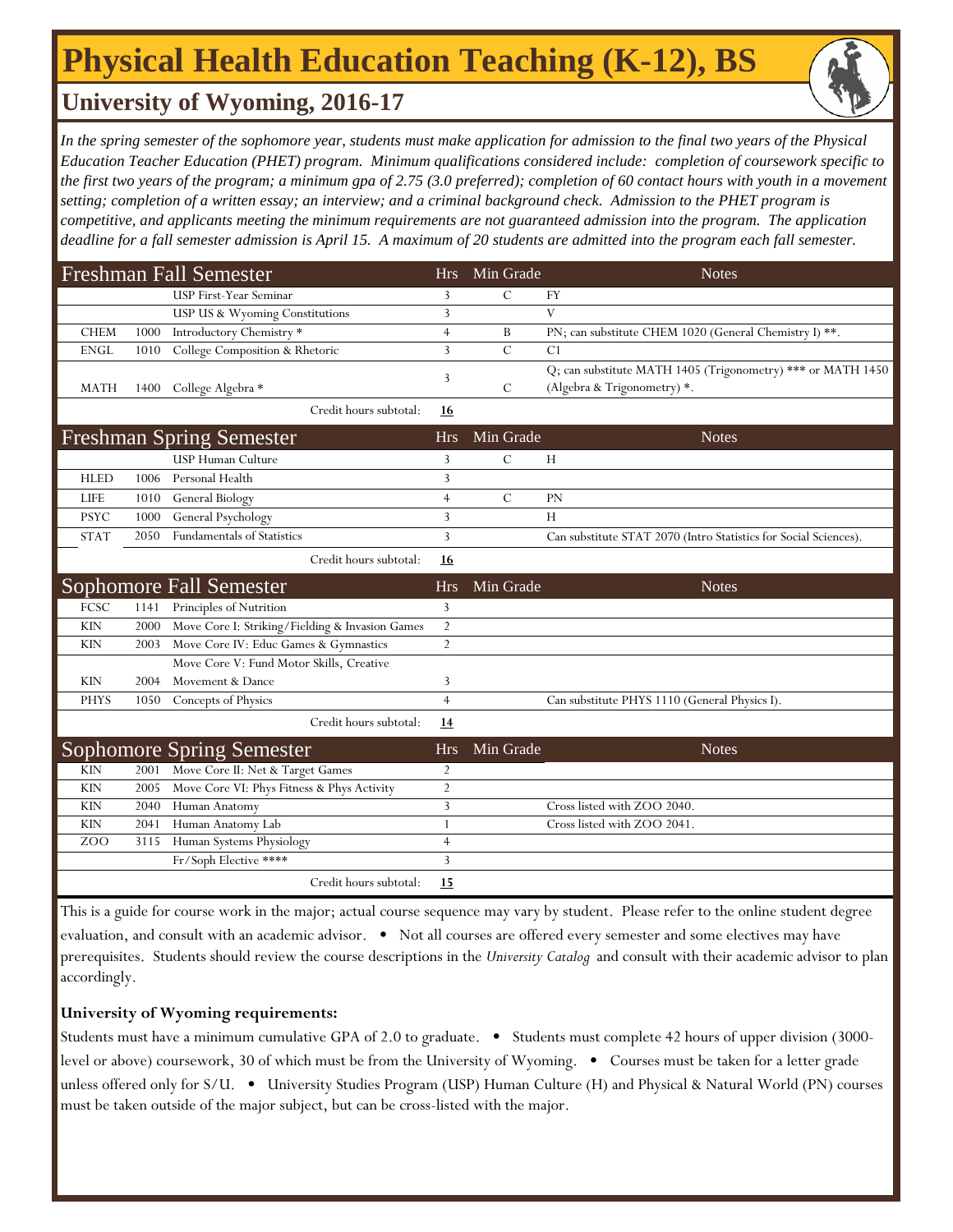# Physical Health Education Teaching (K-12), BS

## University of Wyoming, 2016-17

*In the spring semester of the sophomore year, students must make application for admission to the final two years of the Physical Education Teacher Education (PHET) program. Minimum qualifications considered include: completion of coursework specific to the first two years of the program; a minimum gpa of 2.75 (3.0 preferred); completion of 60 contact hours with youth in a movement setting; completion of a written essay; an interview; and a criminal background check. Admission to the PHET program is competitive, and applicants meeting the minimum requirements are not guaranteed admission into the program. The application deadline for a fall semester admission is April 15. A maximum of 20 students are admitted into the program each fall semester.*

| Freshman Fall Semester | | | Hrs | Min Grade | Notes |
|---|---|---|---|---|---|
| | | USP First-Year Seminar | 3 | C | FY |
| | | USP US & Wyoming Constitutions | 3 | | V |
| CHEM | 1000 | Introductory Chemistry * | 4 | B | PN; can substitute CHEM 1020 (General Chemistry I) **. |
| ENGL | 1010 | College Composition & Rhetoric | 3 | C | C1 |
| MATH | 1400 | College Algebra * | 3 | C | Q; can substitute MATH 1405 (Trigonometry) *** or MATH 1450 (Algebra & Trigonometry) *. |
| | | Credit hours subtotal: | **16** | | |

| Freshman Spring Semester | | | Hrs | Min Grade | Notes |
|---|---|---|---|---|---|
| | | USP Human Culture | 3 | C | H |
| HLED | 1006 | Personal Health | 3 | | |
| LIFE | 1010 | General Biology | 4 | C | PN |
| PSYC | 1000 | General Psychology | 3 | | H |
| STAT | 2050 | Fundamentals of Statistics | 3 | | Can substitute STAT 2070 (Intro Statistics for Social Sciences). |
| | | Credit hours subtotal: | **16** | | |

| Sophomore Fall Semester | | | Hrs | Min Grade | Notes |
|---|---|---|---|---|---|
| FCSC | 1141 | Principles of Nutrition | 3 | | |
| KIN | 2000 | Move Core I: Striking/Fielding & Invasion Games | 2 | | |
| KIN | 2003 | Move Core IV: Educ Games & Gymnastics | 2 | | |
| KIN | 2004 | Move Core V: Fund Motor Skills, Creative Movement & Dance | 3 | | |
| PHYS | 1050 | Concepts of Physics | 4 | | Can substitute PHYS 1110 (General Physics I). |
| | | Credit hours subtotal: | **14** | | |

| Sophomore Spring Semester | | | Hrs | Min Grade | Notes |
|---|---|---|---|---|---|
| KIN | 2001 | Move Core II: Net & Target Games | 2 | | |
| KIN | 2005 | Move Core VI: Phys Fitness & Phys Activity | 2 | | |
| KIN | 2040 | Human Anatomy | 3 | | Cross listed with ZOO 2040. |
| KIN | 2041 | Human Anatomy Lab | 1 | | Cross listed with ZOO 2041. |
| ZOO | 3115 | Human Systems Physiology | 4 | | |
| | | Fr/Soph Elective **** | 3 | | |
| | | Credit hours subtotal: | **15** | | |

This is a guide for course work in the major; actual course sequence may vary by student. Please refer to the online student degree evaluation, and consult with an academic advisor. • Not all courses are offered every semester and some electives may have prerequisites. Students should review the course descriptions in the *University Catalog* and consult with their academic advisor to plan accordingly.

**University of Wyoming requirements:**

Students must have a minimum cumulative GPA of 2.0 to graduate. • Students must complete 42 hours of upper division (3000-level or above) coursework, 30 of which must be from the University of Wyoming. • Courses must be taken for a letter grade unless offered only for S/U. • University Studies Program (USP) Human Culture (H) and Physical & Natural World (PN) courses must be taken outside of the major subject, but can be cross-listed with the major.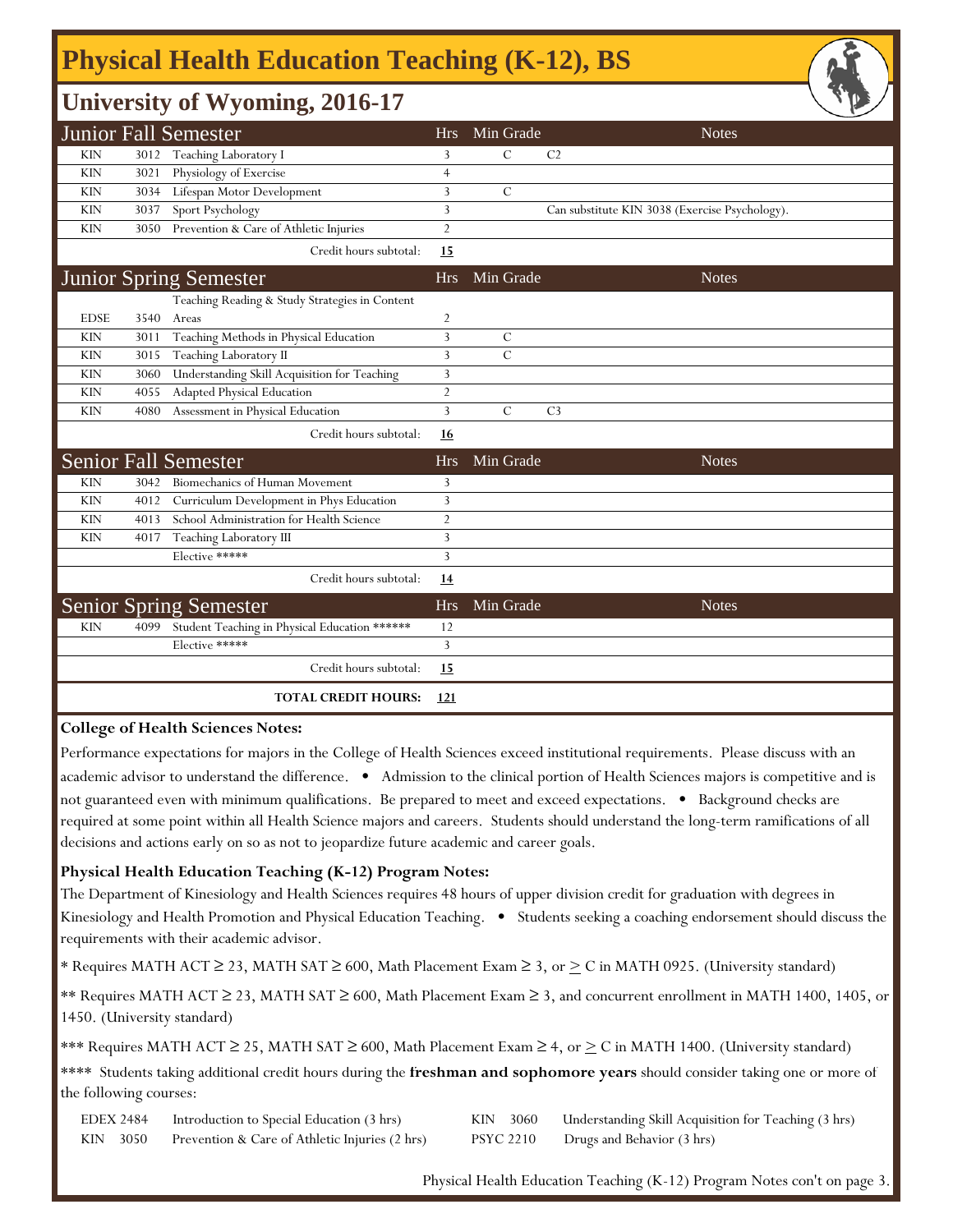# Physical Health Education Teaching (K-12), BS

## University of Wyoming, 2016-17

| Junior Fall Semester | | | Hrs | Min Grade | Notes |
|---|---|---|---|---|---|
| KIN | 3012 | Teaching Laboratory I | 3 | C | C2 |
| KIN | 3021 | Physiology of Exercise | 4 | | |
| KIN | 3034 | Lifespan Motor Development | 3 | C | |
| KIN | 3037 | Sport Psychology | 3 | | Can substitute KIN 3038 (Exercise Psychology). |
| KIN | 3050 | Prevention & Care of Athletic Injuries | 2 | | |
| | | Credit hours subtotal: | **15** | | |

| Junior Spring Semester | | | Hrs | Min Grade | Notes |
|---|---|---|---|---|---|
| EDSE | 3540 | Teaching Reading & Study Strategies in Content Areas | 2 | | |
| KIN | 3011 | Teaching Methods in Physical Education | 3 | C | |
| KIN | 3015 | Teaching Laboratory II | 3 | C | |
| KIN | 3060 | Understanding Skill Acquisition for Teaching | 3 | | |
| KIN | 4055 | Adapted Physical Education | 2 | | |
| KIN | 4080 | Assessment in Physical Education | 3 | C | C3 |
| | | Credit hours subtotal: | **16** | | |

| Senior Fall Semester | | | Hrs | Min Grade | Notes |
|---|---|---|---|---|---|
| KIN | 3042 | Biomechanics of Human Movement | 3 | | |
| KIN | 4012 | Curriculum Development in Phys Education | 3 | | |
| KIN | 4013 | School Administration for Health Science | 2 | | |
| KIN | 4017 | Teaching Laboratory III | 3 | | |
| | | Elective ***** | 3 | | |
| | | Credit hours subtotal: | **14** | | |

| Senior Spring Semester | | | Hrs | Min Grade | Notes |
|---|---|---|---|---|---|
| KIN | 4099 | Student Teaching in Physical Education ****** | 12 | | |
| | | Elective ***** | 3 | | |
| | | Credit hours subtotal: | **15** | | |
| | | **TOTAL CREDIT HOURS:** | **121** | | |

**College of Health Sciences Notes:**

Performance expectations for majors in the College of Health Sciences exceed institutional requirements. Please discuss with an academic advisor to understand the difference. • Admission to the clinical portion of Health Sciences majors is competitive and is not guaranteed even with minimum qualifications. Be prepared to meet and exceed expectations. • Background checks are required at some point within all Health Science majors and careers. Students should understand the long-term ramifications of all decisions and actions early on so as not to jeopardize future academic and career goals.

**Physical Health Education Teaching (K-12) Program Notes:**

The Department of Kinesiology and Health Sciences requires 48 hours of upper division credit for graduation with degrees in Kinesiology and Health Promotion and Physical Education Teaching. • Students seeking a coaching endorsement should discuss the requirements with their academic advisor.

* Requires MATH ACT ≥ 23, MATH SAT ≥ 600, Math Placement Exam ≥ 3, or ≥ C in MATH 0925. (University standard)

** Requires MATH ACT ≥ 23, MATH SAT ≥ 600, Math Placement Exam ≥ 3, and concurrent enrollment in MATH 1400, 1405, or 1450. (University standard)

*** Requires MATH ACT ≥ 25, MATH SAT ≥ 600, Math Placement Exam ≥ 4, or ≥ C in MATH 1400. (University standard)

**** Students taking additional credit hours during the **freshman and sophomore years** should consider taking one or more of the following courses:

| | | | |
|---|---|---|---|
| EDEX 2484 | Introduction to Special Education (3 hrs) | KIN 3060 | Understanding Skill Acquisition for Teaching (3 hrs) |
| KIN 3050 | Prevention & Care of Athletic Injuries (2 hrs) | PSYC 2210 | Drugs and Behavior (3 hrs) |

Physical Health Education Teaching (K-12) Program Notes con't on page 3.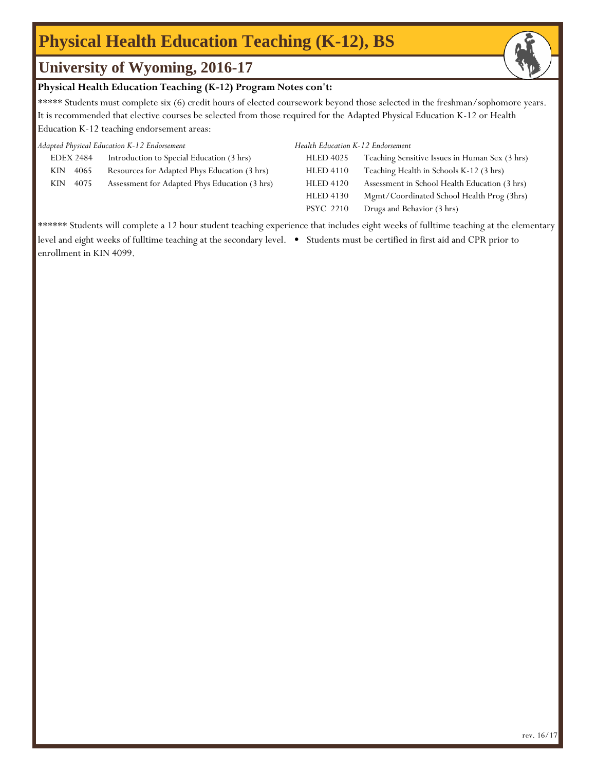# Physical Health Education Teaching (K-12), BS

## University of Wyoming, 2016-17

**Physical Health Education Teaching (K-12) Program Notes con't:**

***** Students must complete six (6) credit hours of elected coursework beyond those selected in the freshman/sophomore years. It is recommended that elective courses be selected from those required for the Adapted Physical Education K-12 or Health Education K-12 teaching endorsement areas:

*Adapted Physical Education K-12 Endorsement*

| | |
|---|---|
| EDEX 2484 | Introduction to Special Education (3 hrs) |
| KIN 4065 | Resources for Adapted Phys Education (3 hrs) |
| KIN 4075 | Assessment for Adapted Phys Education (3 hrs) |

*Health Education K-12 Endorsement*

| | |
|---|---|
| HLED 4025 | Teaching Sensitive Issues in Human Sex (3 hrs) |
| HLED 4110 | Teaching Health in Schools K-12 (3 hrs) |
| HLED 4120 | Assessment in School Health Education (3 hrs) |
| HLED 4130 | Mgmt/Coordinated School Health Prog (3hrs) |
| PSYC 2210 | Drugs and Behavior (3 hrs) |

****** Students will complete a 12 hour student teaching experience that includes eight weeks of fulltime teaching at the elementary level and eight weeks of fulltime teaching at the secondary level. • Students must be certified in first aid and CPR prior to enrollment in KIN 4099.

rev. 16/17